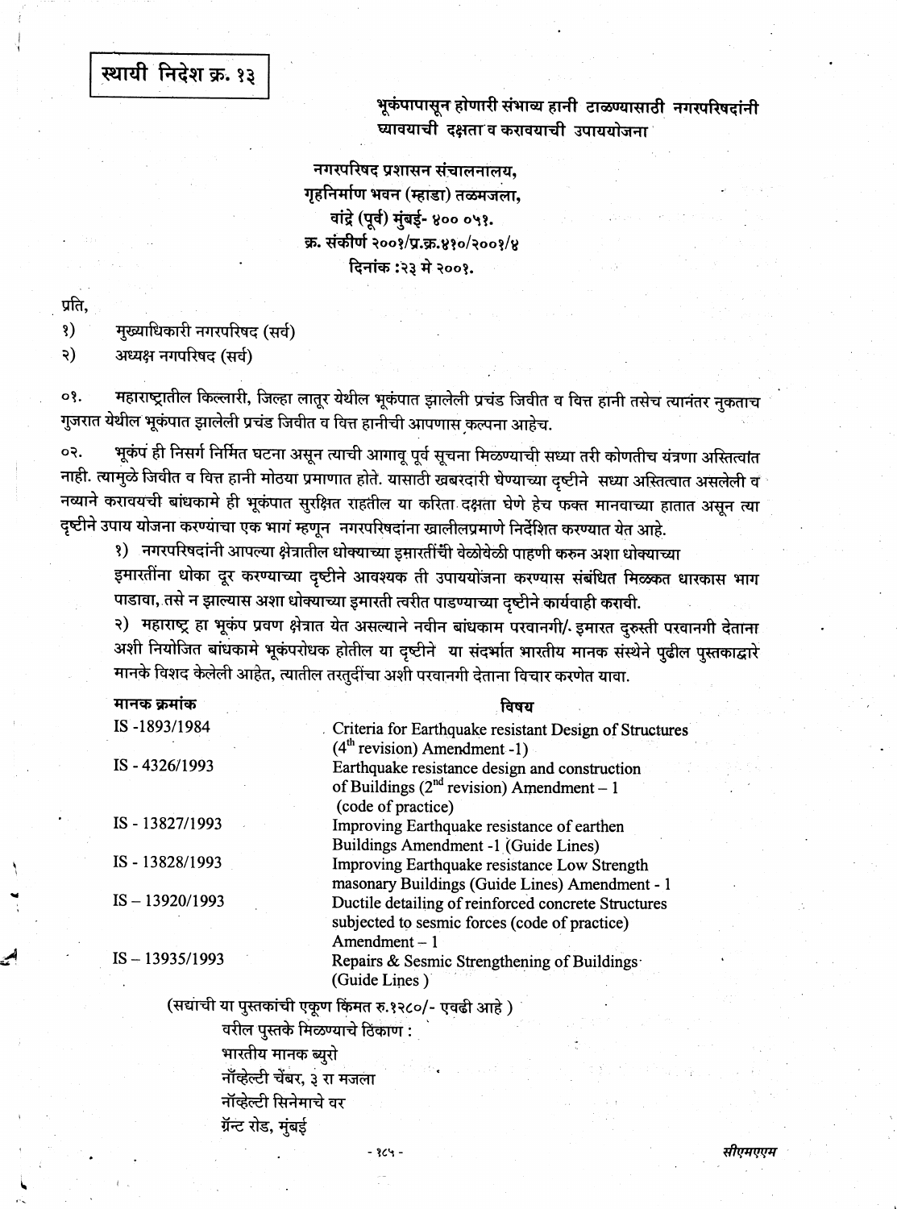**स्थायी निदेश क्र. १३**

**भूकंपापासून होणारी संभाव्य हानी टाळण्यासाठी नगरपरिषदांनी घ्यावयाची दक्षता व करावयाची उपाययोजना**

नगरपरिषद प्रशासन संचालनालय,
गृहनिर्माण भवन (म्हाडा) तळमजला,
वांद्रे (पूर्व) मुंबई- ४०० ०५१.
क्र. संकीर्ण २००१/प्र.क्र.४१०/२००१/४
दिनांक :२३ मे २००१.

प्रति,

१) मुख्याधिकारी नगरपरिषद (सर्व)
२) अध्यक्ष नगपरिषद (सर्व)

०१. महाराष्ट्रातील किल्लारी, जिल्हा लातूर येथील भूकंपात झालेली प्रचंड जिवीत व वित्त हानी तसेच त्यानंतर नुकताच गुजरात येथील भूकंपात झालेली प्रचंड जिवीत व वित्त हानीची आपणास कल्पना आहेच.

०२. भूकंप ही निसर्ग निर्मित घटना असून त्याची आगावू पूर्व सूचना मिळण्याची सध्या तरी कोणतीच यंत्रणा अस्तित्वात नाही. त्यामुळे जिवीत व वित्त हानी मोठया प्रमाणात होते. यासाठी खबरदारी घेण्याच्या दृष्टीने सध्या अस्तित्वात असलेली व नव्याने करावयची बांधकामे ही भूकंपात सुरक्षित राहतील या करिता दक्षता घेणे हेच फक्त मानवाच्या हातात असून त्या दृष्टीने उपाय योजना करण्यांचा एक भाग म्हणून नगरपरिषदांना खालीलप्रमाणे निर्देशित करण्यात येत आहे.

१) नगरपरिषदांनी आपल्या क्षेत्रातील धोक्याच्या इमारतींची वेळोवेळी पाहणी करुन अशा धोक्याच्या इमारतींना धोका दूर करण्याच्या दृष्टीने आवश्यक ती उपाययोजना करण्यास संबंधित मिळकत धारकास भाग पाडावा, तसे न झाल्यास अशा धोक्याच्या इमारती त्वरीत पाडण्याच्या दृष्टीने कार्यवाही करावी.

२) महाराष्ट्र हा भूकंप प्रवण क्षेत्रात येत असल्याने नवीन बांधकाम परवानगी/ इमारत दुरुस्ती परवानगी देताना अशी नियोजित बांधकामे भूकंपरोधक होतील या दृष्टीने या संदर्भात भारतीय मानक संस्थेने पुढील पुस्तकाद्वारे मानके विशद केलेली आहेत, त्यातील तरतुदींचा अशी परवानगी देताना विचार करणेत यावा.

| मानक क्रमांक | विषय |
|---|---|
| IS -1893/1984 | Criteria for Earthquake resistant Design of Structures (4th revision) Amendment -1) |
| IS - 4326/1993 | Earthquake resistance design and construction of Buildings (2nd revision) Amendment – 1 (code of practice) |
| IS - 13827/1993 | Improving Earthquake resistance of earthen Buildings Amendment -1 (Guide Lines) |
| IS - 13828/1993 | Improving Earthquake resistance Low Strength masonary Buildings (Guide Lines) Amendment - 1 |
| IS – 13920/1993 | Ductile detailing of reinforced concrete Structures subjected to sesmic forces (code of practice) Amendment – 1 |
| IS – 13935/1993 | Repairs & Sesmic Strengthening of Buildings (Guide Lines) |

(सद्याची या पुस्तकांची एकूण किंमत रु.१२८०/- एवढी आहे )

वरील पुस्तके मिळण्याचे ठिकाण :
भारतीय मानक ब्युरो
नॉव्हेल्टी चेंबर, ३ रा मजला
नॉव्हेल्टी सिनेमाचे वर
ग्रॅन्ट रोड, मुंबई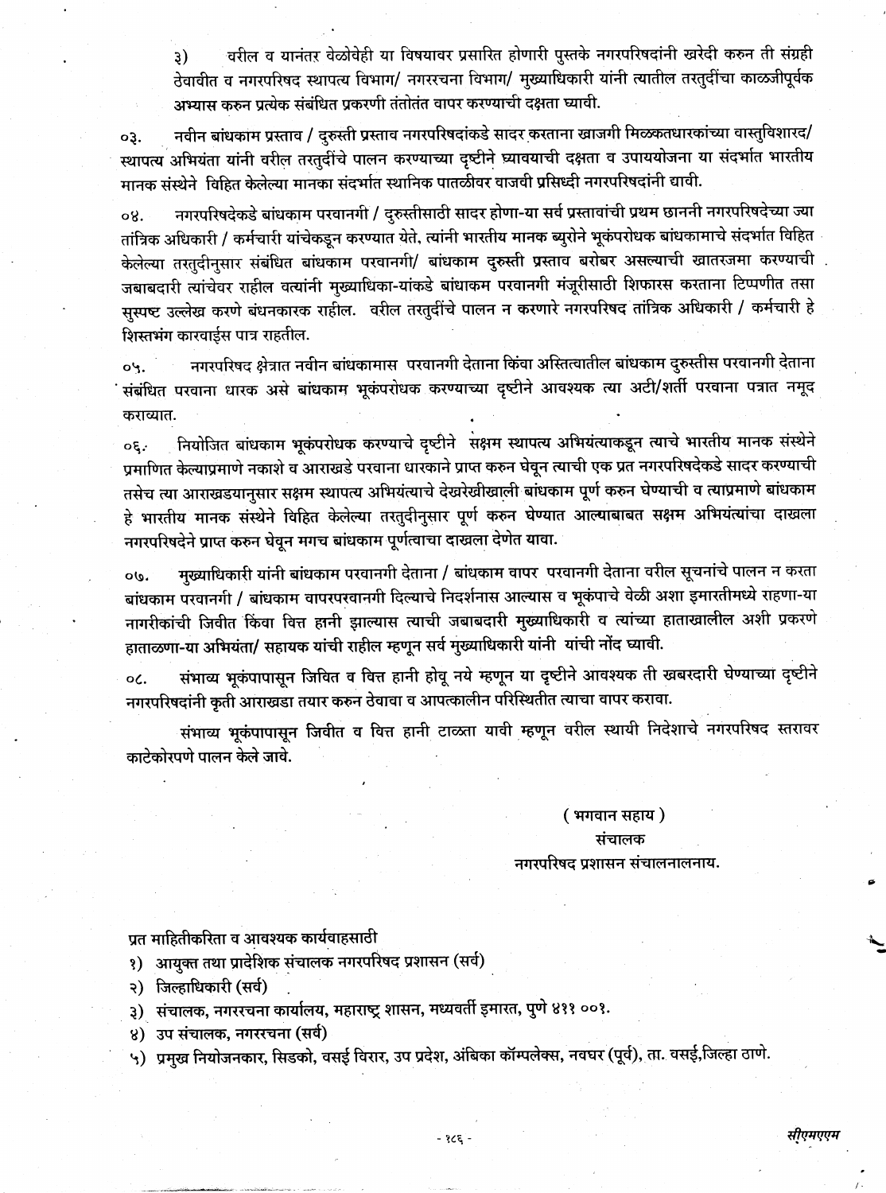३) वरील व यानंतर वेळोवेळी या विषयावर प्रसारित होणारी पुस्तके नगरपरिषदांनी खरेदी करुन ती संग्रही ठेवावीत व नगरपरिषद स्थापत्य विभाग/ नगररचना विभाग/ मुख्याधिकारी यांनी त्यातील तरतुदींचा काळजीपूर्वक अभ्यास करुन प्रत्येक संबंधित प्रकरणी तंतोतंत वापर करण्याची दक्षता घ्यावी.

०३. नवीन बांधकाम प्रस्ताव / दुरुस्ती प्रस्ताव नगरपरिषदांकडे सादर करताना खाजगी मिळकतधारकांच्या वास्तुविशारद/ स्थापत्य अभियंता यांनी वरील तरतुदींचे पालन करण्याच्या दृष्टीने घ्यावयाची दक्षता व उपाययोजना या संदर्भात भारतीय मानक संस्थेने विहित केलेल्या मानका संदर्भात स्थानिक पातळीवर वाजवी प्रसिध्दी नगरपरिषदांनी द्यावी.

०४. नगरपरिषदेकडे बांधकाम परवानगी / दुरुस्तीसाठी सादर होणा-या सर्व प्रस्तावांची प्रथम छाननी नगरपरिषदेच्या ज्या तांत्रिक अधिकारी / कर्मचारी यांचेकडून करण्यात येते, त्यांनी भारतीय मानक ब्युरोने भूकंपरोधक बांधकामाचे संदर्भात विहित केलेल्या तरतुदीनुसार संबंधित बांधकाम परवानगी/ बांधकाम दुरुस्ती प्रस्ताव बरोबर असल्याची खातरजमा करण्याची जबाबदारी त्यांचेवर राहील वत्यांनी मुख्याधिका-यांकडे बांधाकम परवानगी मंजूरीसाठी शिफारस करताना टिप्पणीत तसा सुस्पष्ट उल्लेख करणे बंधनकारक राहील. वरील तरतुदींचे पालन न करणारे नगरपरिषद तांत्रिक अधिकारी / कर्मचारी हे शिस्तभंग कारवाईस पात्र राहतील.

०५. नगरपरिषद क्षेत्रात नवीन बांधकामास परवानगी देताना किंवा अस्तित्वातील बांधकाम दुरुस्तीस परवानगी देताना संबंधित परवाना धारक असे बांधकाम भूकंपरोधक करण्याच्या दृष्टीने आवश्यक त्या अटी/शर्ती परवाना पत्रात नमूद कराव्यात.

०६. नियोजित बांधकाम भूकंपरोधक करण्याचे दृष्टीने सक्षम स्थापत्य अभियंत्याकडून त्याचे भारतीय मानक संस्थेने प्रमाणित केल्याप्रमाणे नकाशे व आराखडे परवाना धारकाने प्राप्त करुन घेवून त्याची एक प्रत नगरपरिषदेकडे सादर करण्याची तसेच त्या आराखडयानुसार सक्षम स्थापत्य अभियंत्याचे देखरेखीखाली बांधकाम पूर्ण करुन घेण्याची व त्याप्रमाणे बांधकाम हे भारतीय मानक संस्थेने विहित केलेल्या तरतुदीनुसार पूर्ण करुन घेण्यात आल्याबाबत सक्षम अभियंत्यांचा दाखला नगरपरिषदेने प्राप्त करुन घेवून मगच बांधकाम पूर्णत्वाचा दाखला देणेत यावा.

०७. मुख्याधिकारी यांनी बांधकाम परवानगी देताना / बांधकाम वापर परवानगी देताना वरील सूचनांचे पालन न करता बांधकाम परवानगी / बांधकाम वापरपरवानगी दिल्याचे निदर्शनास आल्यास व भूकंपाचे वेळी अशा इमारतीमध्ये राहणा-या नागरीकांची जिवीत किंवा वित्त हानी झाल्यास त्याची जबाबदारी मुख्याधिकारी व त्यांच्या हाताखालील अशी प्रकरणे हाताळणा-या अभियंता/ सहायक यांची राहील म्हणून सर्व मुख्याधिकारी यांनी यांची नोंद घ्यावी.

०८. संभाव्य भूकंपापासून जिवित व वित्त हानी होवू नये म्हणून या दृष्टीने आवश्यक ती खबरदारी घेण्याच्या दृष्टीने नगरपरिषदांनी कृती आराखडा तयार करुन ठेवावा व आपत्कालीन परिस्थितीत त्याचा वापर करावा.

संभाव्य भूकंपापासून जिवीत व वित्त हानी टाळता यावी म्हणून वरील स्थायी निदेशाचे नगरपरिषद स्तरावर काटेकोरपणे पालन केले जावे.

( भगवान सहाय )
संचालक
नगरपरिषद प्रशासन संचालनालनाय.

प्रत माहितीकरिता व आवश्यक कार्यवाहसाठी

१) आयुक्त तथा प्रादेशिक संचालक नगरपरिषद प्रशासन (सर्व)
२) जिल्हाधिकारी (सर्व)
३) संचालक, नगररचना कार्यालय, महाराष्ट्र शासन, मध्यवर्ती इमारत, पुणे ४११ ००१.
४) उप संचालक, नगररचना (सर्व)
५) प्रमुख नियोजनकार, सिडको, वसई विरार, उप प्रदेश, अंबिका कॉम्पलेक्स, नवघर (पूर्व), ता. वसई,जिल्हा ठाणे.